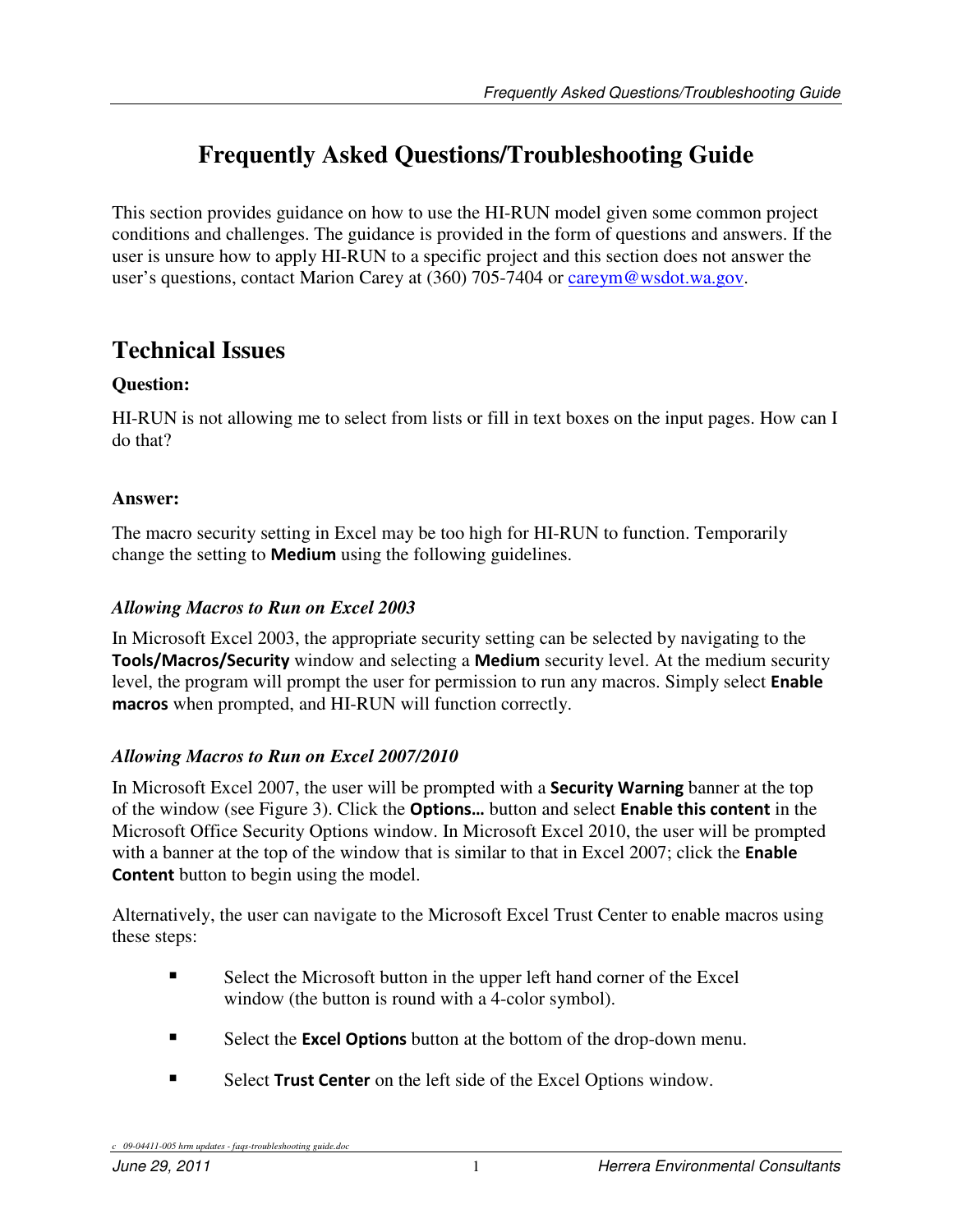# Frequently Asked Questions/Troubleshooting Guide

This section provides guidance on how to use the HI-RUN model given some common project conditions and challenges. The guidance is provided in the form of questions and answers. If the user is unsure how to apply HI-RUN to a specific project and this section does not answer the user's questions, contact Marion Carey at (360) 705-7404 or [careym@wsdot.wa.gov](mailto:careym@wsdot.wa.gov).

## Technical Issues

**Question:**

HI-RUN is not allowing me to select from lists or fill in text boxes on the input pages. How can I do that?

**Answer:**

The macro security setting in Excel may be too high for HI-RUN to function. Temporarily change the setting to **Medium** using the following guidelines.

### *Allowing Macros to Run on Excel 2003*

In Microsoft Excel 2003, the appropriate security setting can be selected by navigating to the **Tools/Macros/Security** window and selecting a **Medium** security level. At the medium security level, the program will prompt the user for permission to run any macros. Simply select **Enable macros** when prompted, and HI-RUN will function correctly.

### *Allowing Macros to Run on Excel 2007/2010*

In Microsoft Excel 2007, the user will be prompted with a **Security Warning** banner at the top of the window (see Figure 3). Click the **Options…** button and select **Enable this content** in the Microsoft Office Security Options window. In Microsoft Excel 2010, the user will be prompted with a banner at the top of the window that is similar to that in Excel 2007; click the **Enable Content** button to begin using the model.

Alternatively, the user can navigate to the Microsoft Excel Trust Center to enable macros using these steps:

- Select the Microsoft button in the upper left hand corner of the Excel window (the button is round with a 4-color symbol).
- Select the **Excel Options** button at the bottom of the drop-down menu.
- Select **Trust Center** on the left side of the Excel Options window.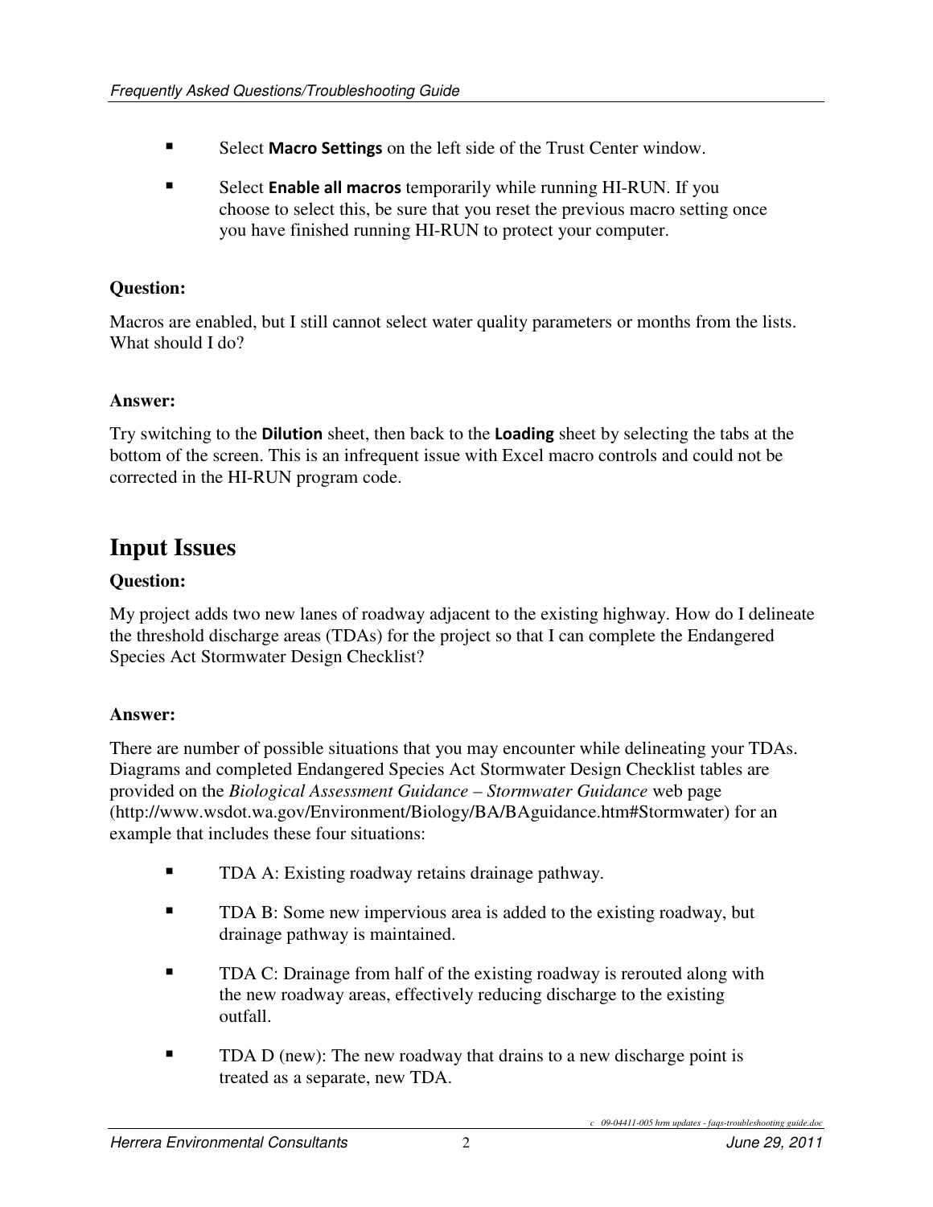- Select **Macro Settings** on the left side of the Trust Center window.
- Select **Enable all macros** temporarily while running HI-RUN. If you choose to select this, be sure that you reset the previous macro setting once you have finished running HI-RUN to protect your computer.

**Question:**

Macros are enabled, but I still cannot select water quality parameters or months from the lists. What should I do?

**Answer:**

Try switching to the **Dilution** sheet, then back to the **Loading** sheet by selecting the tabs at the bottom of the screen. This is an infrequent issue with Excel macro controls and could not be corrected in the HI-RUN program code.

## Input Issues

**Question:**

My project adds two new lanes of roadway adjacent to the existing highway. How do I delineate the threshold discharge areas (TDAs) for the project so that I can complete the Endangered Species Act Stormwater Design Checklist?

**Answer:**

There are number of possible situations that you may encounter while delineating your TDAs. Diagrams and completed Endangered Species Act Stormwater Design Checklist tables are provided on the *Biological Assessment Guidance – Stormwater Guidance* web page (http://www.wsdot.wa.gov/Environment/Biology/BA/BAguidance.htm#Stormwater) for an example that includes these four situations:

- TDA A: Existing roadway retains drainage pathway.
- TDA B: Some new impervious area is added to the existing roadway, but drainage pathway is maintained.
- TDA C: Drainage from half of the existing roadway is rerouted along with the new roadway areas, effectively reducing discharge to the existing outfall.
- TDA D (new): The new roadway that drains to a new discharge point is treated as a separate, new TDA.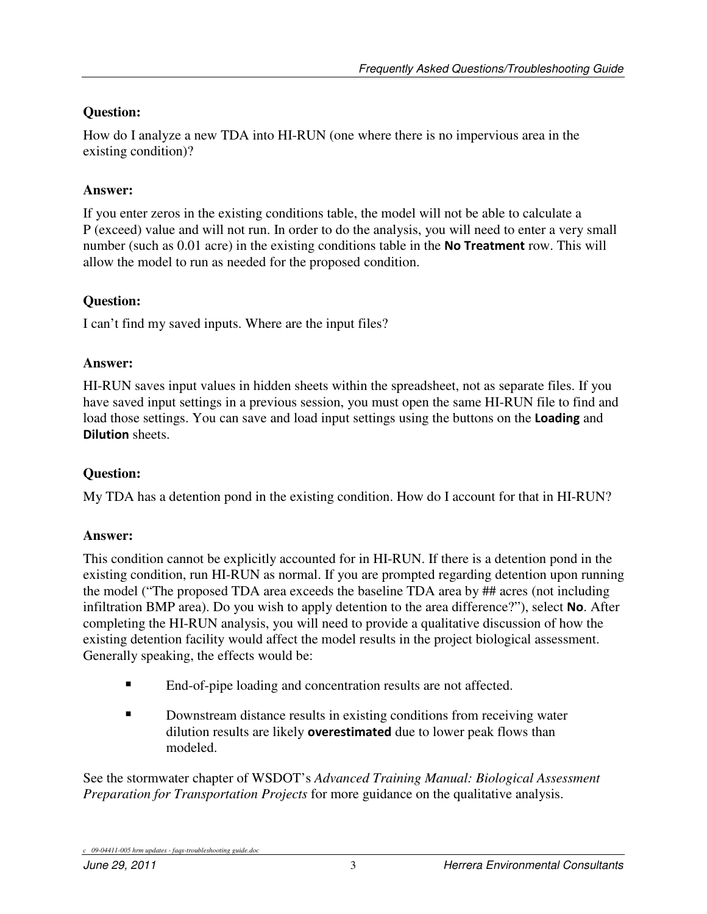**Question:**

How do I analyze a new TDA into HI-RUN (one where there is no impervious area in the existing condition)?

**Answer:**

If you enter zeros in the existing conditions table, the model will not be able to calculate a P (exceed) value and will not run. In order to do the analysis, you will need to enter a very small number (such as 0.01 acre) in the existing conditions table in the **No Treatment** row. This will allow the model to run as needed for the proposed condition.

**Question:**

I can't find my saved inputs. Where are the input files?

**Answer:**

HI-RUN saves input values in hidden sheets within the spreadsheet, not as separate files. If you have saved input settings in a previous session, you must open the same HI-RUN file to find and load those settings. You can save and load input settings using the buttons on the **Loading** and **Dilution** sheets.

**Question:**

My TDA has a detention pond in the existing condition. How do I account for that in HI-RUN?

**Answer:**

This condition cannot be explicitly accounted for in HI-RUN. If there is a detention pond in the existing condition, run HI-RUN as normal. If you are prompted regarding detention upon running the model ("The proposed TDA area exceeds the baseline TDA area by ## acres (not including infiltration BMP area). Do you wish to apply detention to the area difference?"), select **No**. After completing the HI-RUN analysis, you will need to provide a qualitative discussion of how the existing detention facility would affect the model results in the project biological assessment. Generally speaking, the effects would be:

- End-of-pipe loading and concentration results are not affected.
- Downstream distance results in existing conditions from receiving water dilution results are likely **overestimated** due to lower peak flows than modeled.

See the stormwater chapter of WSDOT's *Advanced Training Manual: Biological Assessment Preparation for Transportation Projects* for more guidance on the qualitative analysis.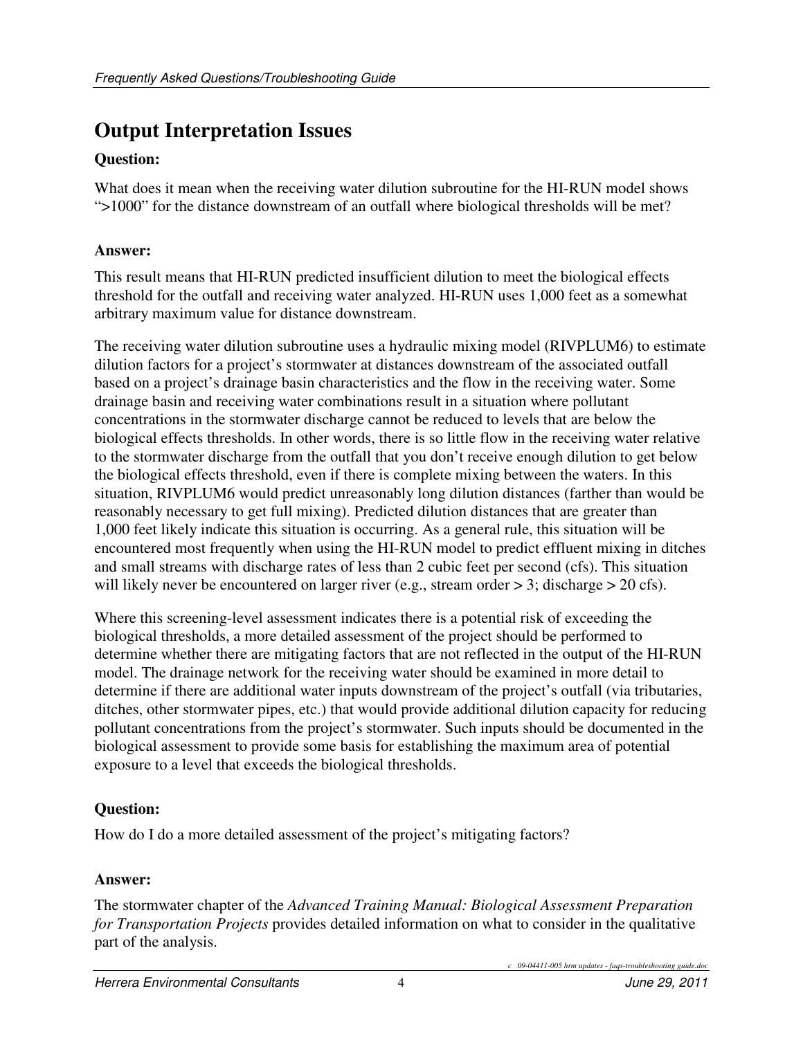# Output Interpretation Issues

**Question:**

What does it mean when the receiving water dilution subroutine for the HI-RUN model shows “>1000” for the distance downstream of an outfall where biological thresholds will be met?

**Answer:**

This result means that HI-RUN predicted insufficient dilution to meet the biological effects threshold for the outfall and receiving water analyzed. HI-RUN uses 1,000 feet as a somewhat arbitrary maximum value for distance downstream.

The receiving water dilution subroutine uses a hydraulic mixing model (RIVPLUM6) to estimate dilution factors for a project’s stormwater at distances downstream of the associated outfall based on a project’s drainage basin characteristics and the flow in the receiving water. Some drainage basin and receiving water combinations result in a situation where pollutant concentrations in the stormwater discharge cannot be reduced to levels that are below the biological effects thresholds. In other words, there is so little flow in the receiving water relative to the stormwater discharge from the outfall that you don’t receive enough dilution to get below the biological effects threshold, even if there is complete mixing between the waters. In this situation, RIVPLUM6 would predict unreasonably long dilution distances (farther than would be reasonably necessary to get full mixing). Predicted dilution distances that are greater than 1,000 feet likely indicate this situation is occurring. As a general rule, this situation will be encountered most frequently when using the HI-RUN model to predict effluent mixing in ditches and small streams with discharge rates of less than 2 cubic feet per second (cfs). This situation will likely never be encountered on larger river (e.g., stream order > 3; discharge > 20 cfs).

Where this screening-level assessment indicates there is a potential risk of exceeding the biological thresholds, a more detailed assessment of the project should be performed to determine whether there are mitigating factors that are not reflected in the output of the HI-RUN model. The drainage network for the receiving water should be examined in more detail to determine if there are additional water inputs downstream of the project’s outfall (via tributaries, ditches, other stormwater pipes, etc.) that would provide additional dilution capacity for reducing pollutant concentrations from the project’s stormwater. Such inputs should be documented in the biological assessment to provide some basis for establishing the maximum area of potential exposure to a level that exceeds the biological thresholds.

**Question:**

How do I do a more detailed assessment of the project’s mitigating factors?

**Answer:**

The stormwater chapter of the *Advanced Training Manual: Biological Assessment Preparation for Transportation Projects* provides detailed information on what to consider in the qualitative part of the analysis.